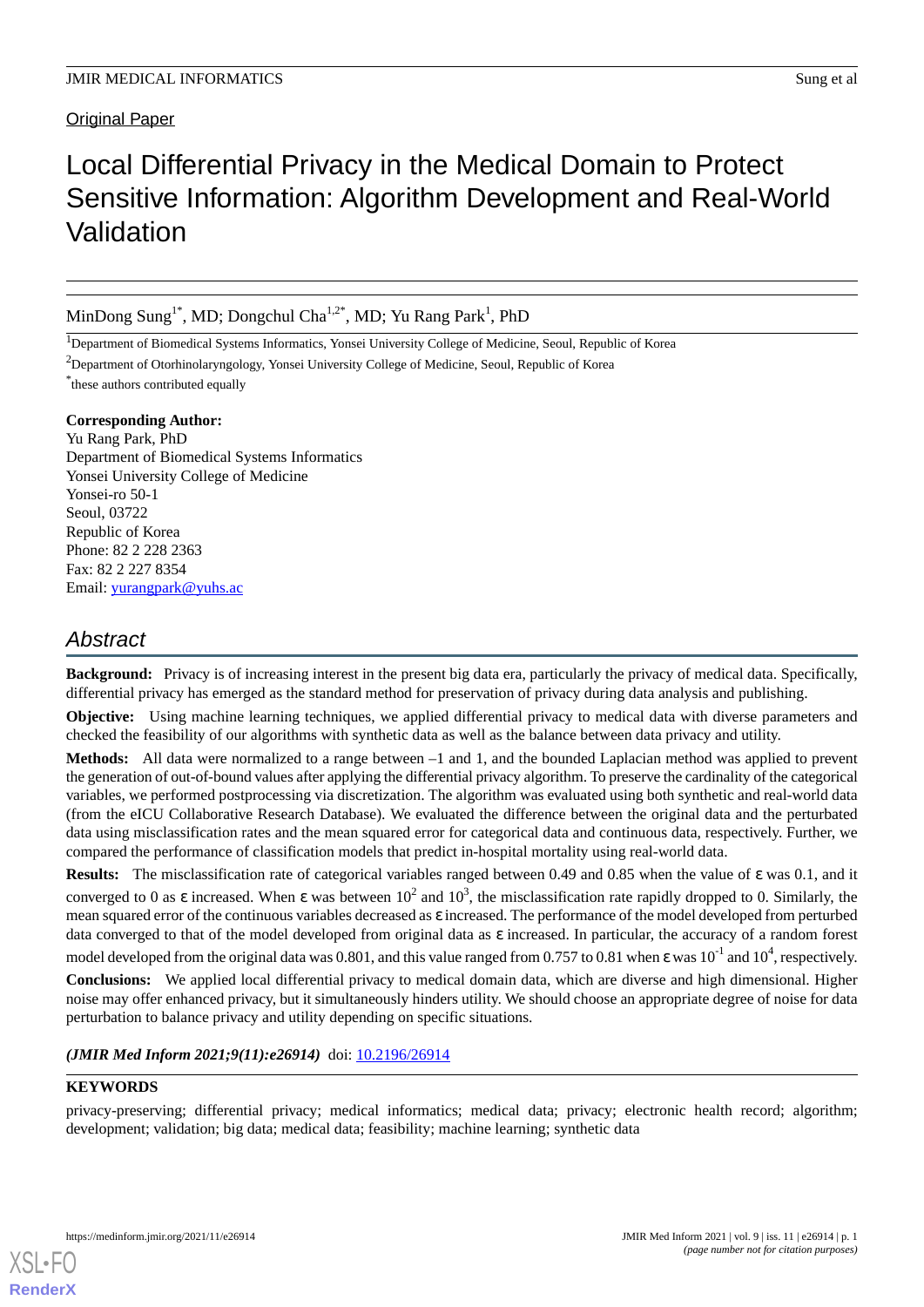Original Paper

# Local Differential Privacy in the Medical Domain to Protect Sensitive Information: Algorithm Development and Real-World Validation

MinDong Sung[1*], MD; Dongchul Cha[1,2*], MD; Yu Rang Park[1], PhD

[1]Department of Biomedical Systems Informatics, Yonsei University College of Medicine, Seoul, Republic of Korea

[2]Department of Otorhinolaryngology, Yonsei University College of Medicine, Seoul, Republic of Korea

[*]these authors contributed equally

**Corresponding Author:**
Yu Rang Park, PhD
Department of Biomedical Systems Informatics
Yonsei University College of Medicine
Yonsei-ro 50-1
Seoul, 03722
Republic of Korea
Phone: 82 2 228 2363
Fax: 82 2 227 8354
Email: yurangpark@yuhs.ac

## Abstract

**Background:** Privacy is of increasing interest in the present big data era, particularly the privacy of medical data. Specifically, differential privacy has emerged as the standard method for preservation of privacy during data analysis and publishing.

**Objective:** Using machine learning techniques, we applied differential privacy to medical data with diverse parameters and checked the feasibility of our algorithms with synthetic data as well as the balance between data privacy and utility.

**Methods:** All data were normalized to a range between –1 and 1, and the bounded Laplacian method was applied to prevent the generation of out-of-bound values after applying the differential privacy algorithm. To preserve the cardinality of the categorical variables, we performed postprocessing via discretization. The algorithm was evaluated using both synthetic and real-world data (from the eICU Collaborative Research Database). We evaluated the difference between the original data and the perturbated data using misclassification rates and the mean squared error for categorical data and continuous data, respectively. Further, we compared the performance of classification models that predict in-hospital mortality using real-world data.

**Results:** The misclassification rate of categorical variables ranged between 0.49 and 0.85 when the value of ε was 0.1, and it converged to 0 as ε increased. When ε was between $10^2$ and $10^3$, the misclassification rate rapidly dropped to 0. Similarly, the mean squared error of the continuous variables decreased as ε increased. The performance of the model developed from perturbed data converged to that of the model developed from original data as ε increased. In particular, the accuracy of a random forest model developed from the original data was 0.801, and this value ranged from 0.757 to 0.81 when ε was $10^{-1}$ and $10^4$, respectively.

**Conclusions:** We applied local differential privacy to medical domain data, which are diverse and high dimensional. Higher noise may offer enhanced privacy, but it simultaneously hinders utility. We should choose an appropriate degree of noise for data perturbation to balance privacy and utility depending on specific situations.

***(JMIR Med Inform 2021;9(11):e26914)*** doi: 10.2196/26914

**KEYWORDS**

privacy-preserving; differential privacy; medical informatics; medical data; privacy; electronic health record; algorithm; development; validation; big data; medical data; feasibility; machine learning; synthetic data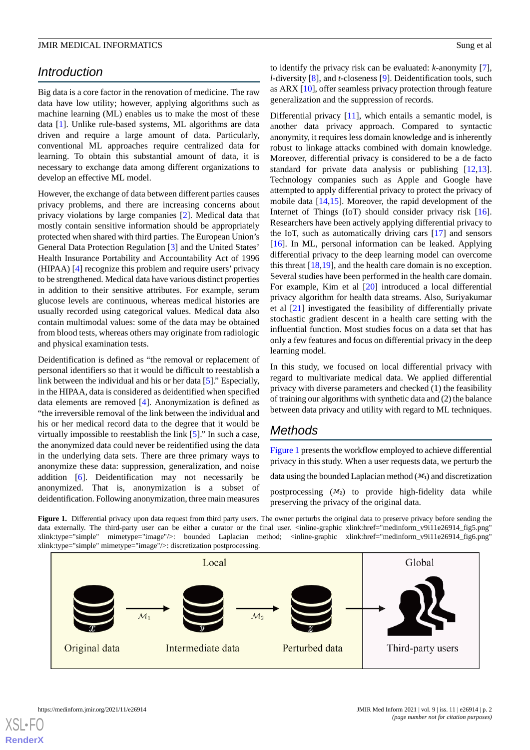## Introduction

Big data is a core factor in the renovation of medicine. The raw data have low utility; however, applying algorithms such as machine learning (ML) enables us to make the most of these data [1]. Unlike rule-based systems, ML algorithms are data driven and require a large amount of data. Particularly, conventional ML approaches require centralized data for learning. To obtain this substantial amount of data, it is necessary to exchange data among different organizations to develop an effective ML model.

However, the exchange of data between different parties causes privacy problems, and there are increasing concerns about privacy violations by large companies [2]. Medical data that mostly contain sensitive information should be appropriately protected when shared with third parties. The European Union's General Data Protection Regulation [3] and the United States' Health Insurance Portability and Accountability Act of 1996 (HIPAA) [4] recognize this problem and require users' privacy to be strengthened. Medical data have various distinct properties in addition to their sensitive attributes. For example, serum glucose levels are continuous, whereas medical histories are usually recorded using categorical values. Medical data also contain multimodal values: some of the data may be obtained from blood tests, whereas others may originate from radiologic and physical examination tests.

Deidentification is defined as "the removal or replacement of personal identifiers so that it would be difficult to reestablish a link between the individual and his or her data [5]." Especially, in the HIPAA, data is considered as deidentified when specified data elements are removed [4]. Anonymization is defined as "the irreversible removal of the link between the individual and his or her medical record data to the degree that it would be virtually impossible to reestablish the link [5]." In such a case, the anonymized data could never be reidentified using the data in the underlying data sets. There are three primary ways to anonymize these data: suppression, generalization, and noise addition [6]. Deidentification may not necessarily be anonymized. That is, anonymization is a subset of deidentification. Following anonymization, three main measures to identify the privacy risk can be evaluated: *k*-anonymity [7], *l*-diversity [8], and *t*-closeness [9]. Deidentification tools, such as ARX [10], offer seamless privacy protection through feature generalization and the suppression of records.

Differential privacy [11], which entails a semantic model, is another data privacy approach. Compared to syntactic anonymity, it requires less domain knowledge and is inherently robust to linkage attacks combined with domain knowledge. Moreover, differential privacy is considered to be a de facto standard for private data analysis or publishing [12,13]. Technology companies such as Apple and Google have attempted to apply differential privacy to protect the privacy of mobile data [14,15]. Moreover, the rapid development of the Internet of Things (IoT) should consider privacy risk [16]. Researchers have been actively applying differential privacy to the IoT, such as automatically driving cars [17] and sensors [16]. In ML, personal information can be leaked. Applying differential privacy to the deep learning model can overcome this threat [18,19], and the health care domain is no exception. Several studies have been performed in the health care domain. For example, Kim et al [20] introduced a local differential privacy algorithm for health data streams. Also, Suriyakumar et al [21] investigated the feasibility of differentially private stochastic gradient descent in a health care setting with the influential function. Most studies focus on a data set that has only a few features and focus on differential privacy in the deep learning model.

In this study, we focused on local differential privacy with regard to multivariate medical data. We applied differential privacy with diverse parameters and checked (1) the feasibility of training our algorithms with synthetic data and (2) the balance between data privacy and utility with regard to ML techniques.

## Methods

Figure 1 presents the workflow employed to achieve differential privacy in this study. When a user requests data, we perturb the data using the bounded Laplacian method ($\mathcal{M}_1$) and discretization postprocessing ($\mathcal{M}_2$) to provide high-fidelity data while preserving the privacy of the original data.

**Figure 1.** Differential privacy upon data request from third party users. The owner perturbs the original data to preserve privacy before sending the data externally. The third-party user can be either a curator or the final user. <inline-graphic xlink:href="medinform_v9i11e26914_fig5.png" xlink:type="simple" mimetype="image"/>: bounded Laplacian method; <inline-graphic xlink:href="medinform_v9i11e26914_fig6.png" xlink:type="simple" mimetype="image"/>: discretization postprocessing.

| Local | | | Global |
|---|---|---|---|
| Original data ($x$) → $\mathcal{M}_1$ → | Intermediate data ($y$) → $\mathcal{M}_2$ → | Perturbed data ($z$) → | Third-party users |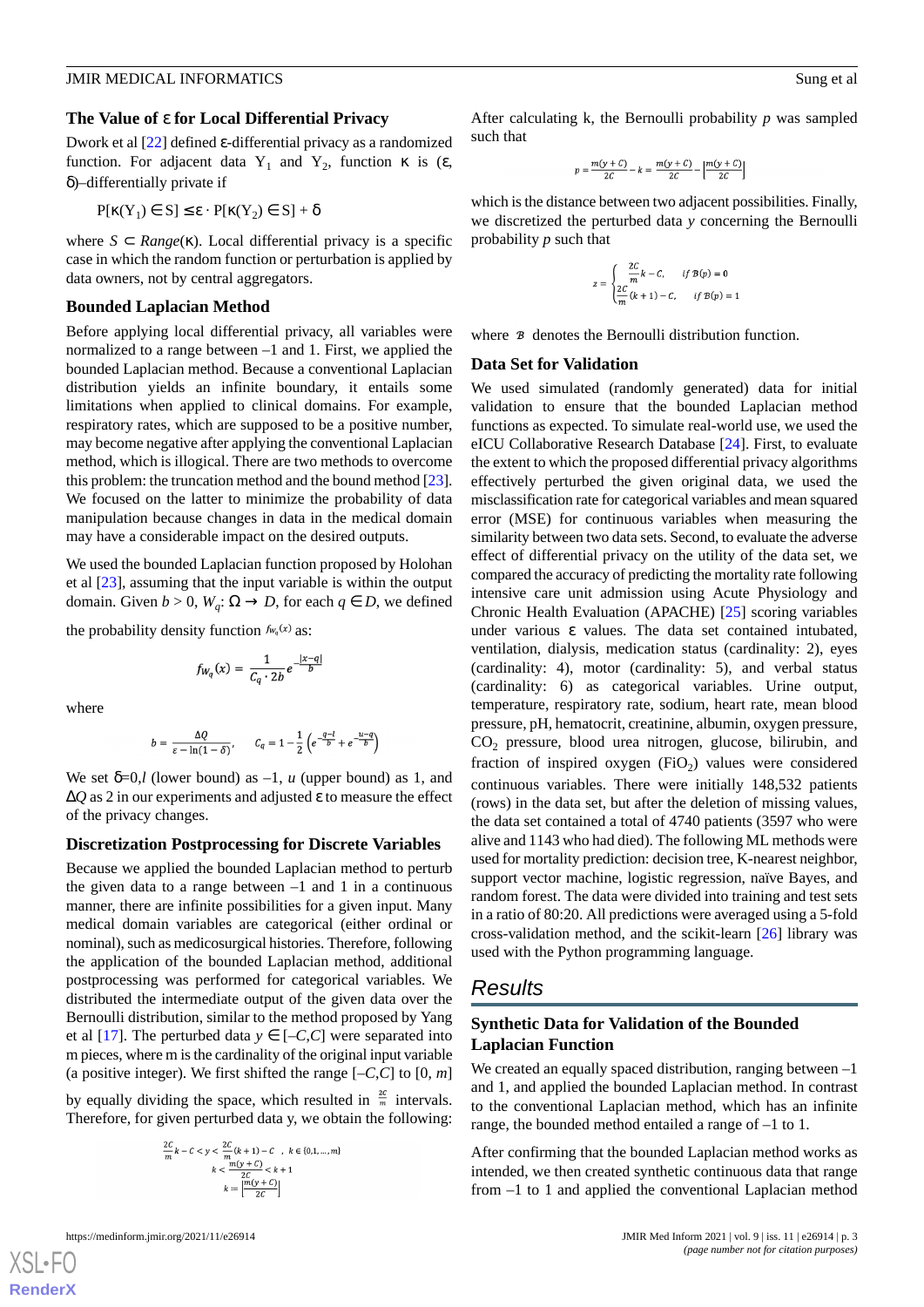### The Value of ε for Local Differential Privacy

Dwork et al [22] defined ε-differential privacy as a randomized function. For adjacent data $Y_1$ and $Y_2$, function κ is (ε, δ)–differentially private if

$$P[\kappa(Y_1) \in S] \leq \varepsilon \cdot P[\kappa(Y_2) \in S] + \delta$$

where $S \subset Range(\kappa)$. Local differential privacy is a specific case in which the random function or perturbation is applied by data owners, not by central aggregators.

### Bounded Laplacian Method

Before applying local differential privacy, all variables were normalized to a range between –1 and 1. First, we applied the bounded Laplacian method. Because a conventional Laplacian distribution yields an infinite boundary, it entails some limitations when applied to clinical domains. For example, respiratory rates, which are supposed to be a positive number, may become negative after applying the conventional Laplacian method, which is illogical. There are two methods to overcome this problem: the truncation method and the bound method [23]. We focused on the latter to minimize the probability of data manipulation because changes in data in the medical domain may have a considerable impact on the desired outputs.

We used the bounded Laplacian function proposed by Holohan et al [23], assuming that the input variable is within the output domain. Given $b > 0$, $W_q$: $\Omega \rightarrow D$, for each $q \in D$, we defined the probability density function $f_{W_q}(x)$ as:

$$f_{W_q}(x) = \frac{1}{C_q \cdot 2b} e^{-\frac{|x-q|}{b}}$$

where

$$b = \frac{\Delta Q}{\varepsilon - \ln(1-\delta)}, \qquad C_q = 1 - \frac{1}{2}\left(e^{-\frac{q-l}{b}} + e^{-\frac{u-q}{b}}\right)$$

We set δ=0,*l* (lower bound) as –1, *u* (upper bound) as 1, and ΔQ as 2 in our experiments and adjusted ε to measure the effect of the privacy changes.

### Discretization Postprocessing for Discrete Variables

Because we applied the bounded Laplacian method to perturb the given data to a range between –1 and 1 in a continuous manner, there are infinite possibilities for a given input. Many medical domain variables are categorical (either ordinal or nominal), such as medicosurgical histories. Therefore, following the application of the bounded Laplacian method, additional postprocessing was performed for categorical variables. We distributed the intermediate output of the given data over the Bernoulli distribution, similar to the method proposed by Yang et al [17]. The perturbed data $y \in [-C,C]$ were separated into m pieces, where m is the cardinality of the original input variable (a positive integer). We first shifted the range $[-C,C]$ to $[0, m]$ by equally dividing the space, which resulted in $\frac{2C}{m}$ intervals. Therefore, for given perturbed data y, we obtain the following:

$$\frac{2C}{m}k - C < y < \frac{2C}{m}(k+1) - C \quad , \; k \in \{0,1,\ldots,m\}$$
$$k < \frac{m(y+C)}{2C} < k+1$$
$$k = \left\lfloor \frac{m(y+C)}{2C} \right\rfloor$$

After calculating k, the Bernoulli probability *p* was sampled such that

$$p = \frac{m(y+C)}{2C} - k = \frac{m(y+C)}{2C} - \left\lfloor \frac{m(y+C)}{2C} \right\rfloor$$

which is the distance between two adjacent possibilities. Finally, we discretized the perturbed data *y* concerning the Bernoulli probability *p* such that

$$z = \begin{cases} \frac{2C}{m}k - C, & if\ \mathcal{B}(p) = 0 \\ \frac{2C}{m}(k+1) - C, & if\ \mathcal{B}(p) = 1 \end{cases}$$

where $\mathcal{B}$ denotes the Bernoulli distribution function.

### Data Set for Validation

We used simulated (randomly generated) data for initial validation to ensure that the bounded Laplacian method functions as expected. To simulate real-world use, we used the eICU Collaborative Research Database [24]. First, to evaluate the extent to which the proposed differential privacy algorithms effectively perturbed the given original data, we used the misclassification rate for categorical variables and mean squared error (MSE) for continuous variables when measuring the similarity between two data sets. Second, to evaluate the adverse effect of differential privacy on the utility of the data set, we compared the accuracy of predicting the mortality rate following intensive care unit admission using Acute Physiology and Chronic Health Evaluation (APACHE) [25] scoring variables under various ε values. The data set contained intubated, ventilation, dialysis, medication status (cardinality: 2), eyes (cardinality: 4), motor (cardinality: 5), and verbal status (cardinality: 6) as categorical variables. Urine output, temperature, respiratory rate, sodium, heart rate, mean blood pressure, pH, hematocrit, creatinine, albumin, oxygen pressure, $CO_2$ pressure, blood urea nitrogen, glucose, bilirubin, and fraction of inspired oxygen ($FiO_2$) values were considered continuous variables. There were initially 148,532 patients (rows) in the data set, but after the deletion of missing values, the data set contained a total of 4740 patients (3597 who were alive and 1143 who had died). The following ML methods were used for mortality prediction: decision tree, K-nearest neighbor, support vector machine, logistic regression, naïve Bayes, and random forest. The data were divided into training and test sets in a ratio of 80:20. All predictions were averaged using a 5-fold cross-validation method, and the scikit-learn [26] library was used with the Python programming language.

## Results

### Synthetic Data for Validation of the Bounded Laplacian Function

We created an equally spaced distribution, ranging between –1 and 1, and applied the bounded Laplacian method. In contrast to the conventional Laplacian method, which has an infinite range, the bounded method entailed a range of –1 to 1.

After confirming that the bounded Laplacian method works as intended, we then created synthetic continuous data that range from –1 to 1 and applied the conventional Laplacian method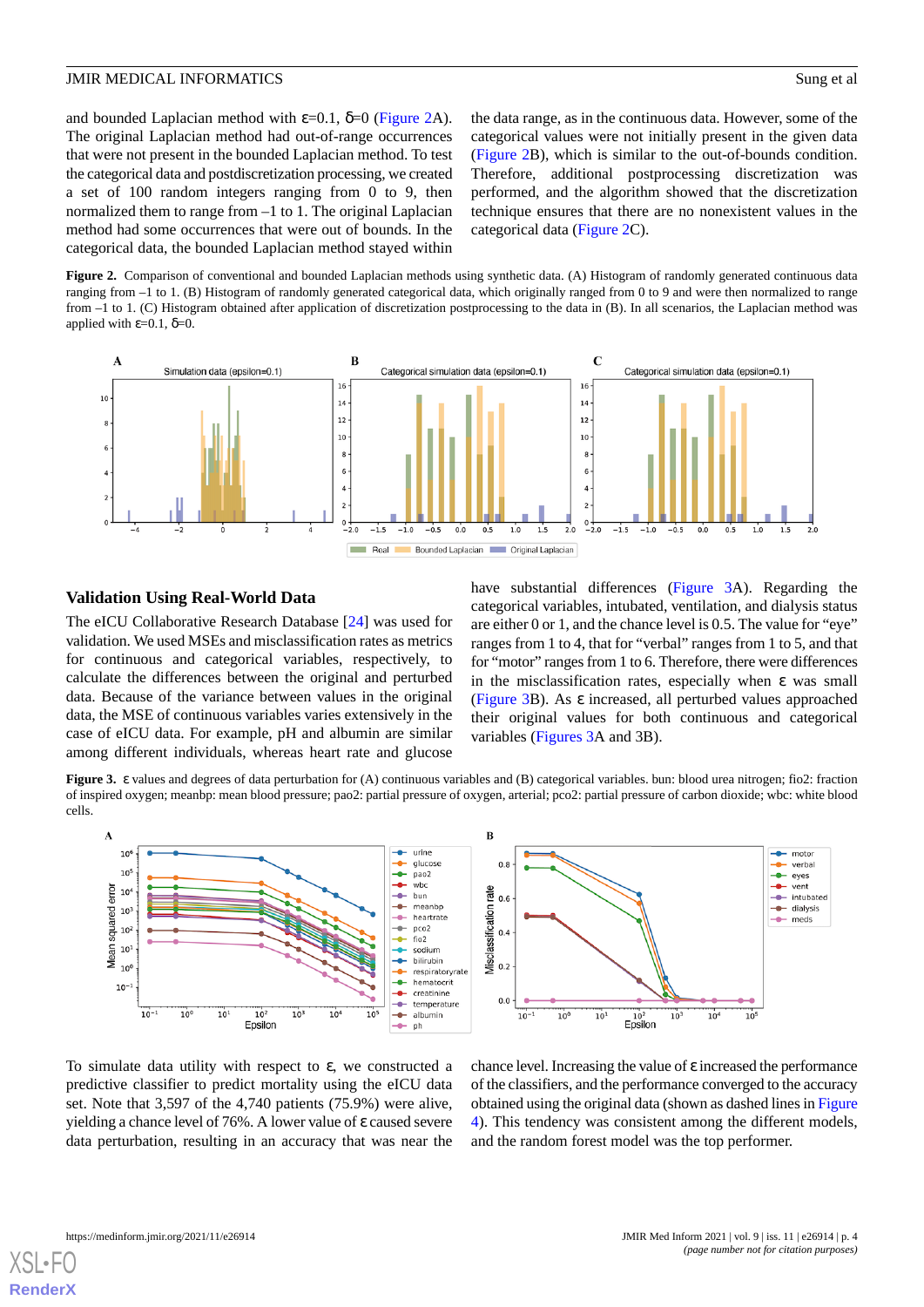and bounded Laplacian method with ε=0.1, δ=0 (Figure 2A). The original Laplacian method had out-of-range occurrences that were not present in the bounded Laplacian method. To test the categorical data and postdiscretization processing, we created a set of 100 random integers ranging from 0 to 9, then normalized them to range from –1 to 1. The original Laplacian method had some occurrences that were out of bounds. In the categorical data, the bounded Laplacian method stayed within the data range, as in the continuous data. However, some of the categorical values were not initially present in the given data (Figure 2B), which is similar to the out-of-bounds condition. Therefore, additional postprocessing discretization was performed, and the algorithm showed that the discretization technique ensures that there are no nonexistent values in the categorical data (Figure 2C).

**Figure 2.** Comparison of conventional and bounded Laplacian methods using synthetic data. (A) Histogram of randomly generated continuous data ranging from –1 to 1. (B) Histogram of randomly generated categorical data, which originally ranged from 0 to 9 and were then normalized to range from –1 to 1. (C) Histogram obtained after application of discretization postprocessing to the data in (B). In all scenarios, the Laplacian method was applied with ε=0.1, δ=0.

## Validation Using Real-World Data

The eICU Collaborative Research Database [24] was used for validation. We used MSEs and misclassification rates as metrics for continuous and categorical variables, respectively, to calculate the differences between the original and perturbed data. Because of the variance between values in the original data, the MSE of continuous variables varies extensively in the case of eICU data. For example, pH and albumin are similar among different individuals, whereas heart rate and glucose have substantial differences (Figure 3A). Regarding the categorical variables, intubated, ventilation, and dialysis status are either 0 or 1, and the chance level is 0.5. The value for "eye" ranges from 1 to 4, that for "verbal" ranges from 1 to 5, and that for "motor" ranges from 1 to 6. Therefore, there were differences in the misclassification rates, especially when ε was small (Figure 3B). As ε increased, all perturbed values approached their original values for both continuous and categorical variables (Figures 3A and 3B).

**Figure 3.** ε values and degrees of data perturbation for (A) continuous variables and (B) categorical variables. bun: blood urea nitrogen; fio2: fraction of inspired oxygen; meanbp: mean blood pressure; pao2: partial pressure of oxygen, arterial; pco2: partial pressure of carbon dioxide; wbc: white blood cells.

To simulate data utility with respect to ε, we constructed a predictive classifier to predict mortality using the eICU data set. Note that 3,597 of the 4,740 patients (75.9%) were alive, yielding a chance level of 76%. A lower value of ε caused severe data perturbation, resulting in an accuracy that was near the chance level. Increasing the value of ε increased the performance of the classifiers, and the performance converged to the accuracy obtained using the original data (shown as dashed lines in Figure 4). This tendency was consistent among the different models, and the random forest model was the top performer.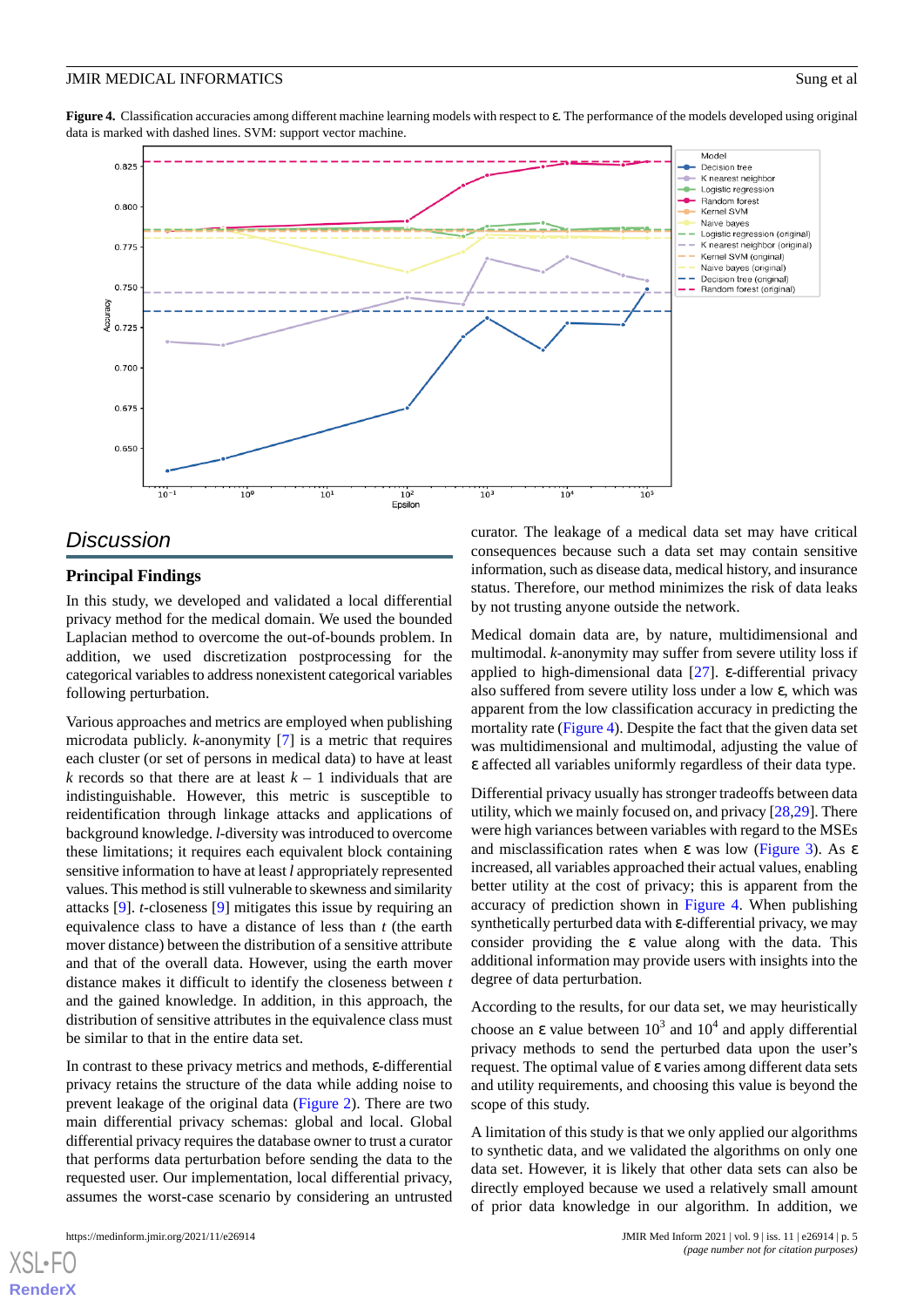**Figure 4.** Classification accuracies among different machine learning models with respect to ε. The performance of the models developed using original data is marked with dashed lines. SVM: support vector machine.

## Discussion

### Principal Findings

In this study, we developed and validated a local differential privacy method for the medical domain. We used the bounded Laplacian method to overcome the out-of-bounds problem. In addition, we used discretization postprocessing for the categorical variables to address nonexistent categorical variables following perturbation.

Various approaches and metrics are employed when publishing microdata publicly. *k*-anonymity [7] is a metric that requires each cluster (or set of persons in medical data) to have at least *k* records so that there are at least *k* – 1 individuals that are indistinguishable. However, this metric is susceptible to reidentification through linkage attacks and applications of background knowledge. *l*-diversity was introduced to overcome these limitations; it requires each equivalent block containing sensitive information to have at least *l* appropriately represented values. This method is still vulnerable to skewness and similarity attacks [9]. *t*-closeness [9] mitigates this issue by requiring an equivalence class to have a distance of less than *t* (the earth mover distance) between the distribution of a sensitive attribute and that of the overall data. However, using the earth mover distance makes it difficult to identify the closeness between *t* and the gained knowledge. In addition, in this approach, the distribution of sensitive attributes in the equivalence class must be similar to that in the entire data set.

In contrast to these privacy metrics and methods, ε-differential privacy retains the structure of the data while adding noise to prevent leakage of the original data (Figure 2). There are two main differential privacy schemas: global and local. Global differential privacy requires the database owner to trust a curator that performs data perturbation before sending the data to the requested user. Our implementation, local differential privacy, assumes the worst-case scenario by considering an untrusted curator. The leakage of a medical data set may have critical consequences because such a data set may contain sensitive information, such as disease data, medical history, and insurance status. Therefore, our method minimizes the risk of data leaks by not trusting anyone outside the network.

Medical domain data are, by nature, multidimensional and multimodal. *k*-anonymity may suffer from severe utility loss if applied to high-dimensional data [27]. ε-differential privacy also suffered from severe utility loss under a low ε, which was apparent from the low classification accuracy in predicting the mortality rate (Figure 4). Despite the fact that the given data set was multidimensional and multimodal, adjusting the value of ε affected all variables uniformly regardless of their data type.

Differential privacy usually has stronger tradeoffs between data utility, which we mainly focused on, and privacy [28,29]. There were high variances between variables with regard to the MSEs and misclassification rates when ε was low (Figure 3). As ε increased, all variables approached their actual values, enabling better utility at the cost of privacy; this is apparent from the accuracy of prediction shown in Figure 4. When publishing synthetically perturbed data with ε-differential privacy, we may consider providing the ε value along with the data. This additional information may provide users with insights into the degree of data perturbation.

According to the results, for our data set, we may heuristically choose an ε value between $10^3$ and $10^4$ and apply differential privacy methods to send the perturbed data upon the user's request. The optimal value of ε varies among different data sets and utility requirements, and choosing this value is beyond the scope of this study.

A limitation of this study is that we only applied our algorithms to synthetic data, and we validated the algorithms on only one data set. However, it is likely that other data sets can also be directly employed because we used a relatively small amount of prior data knowledge in our algorithm. In addition, we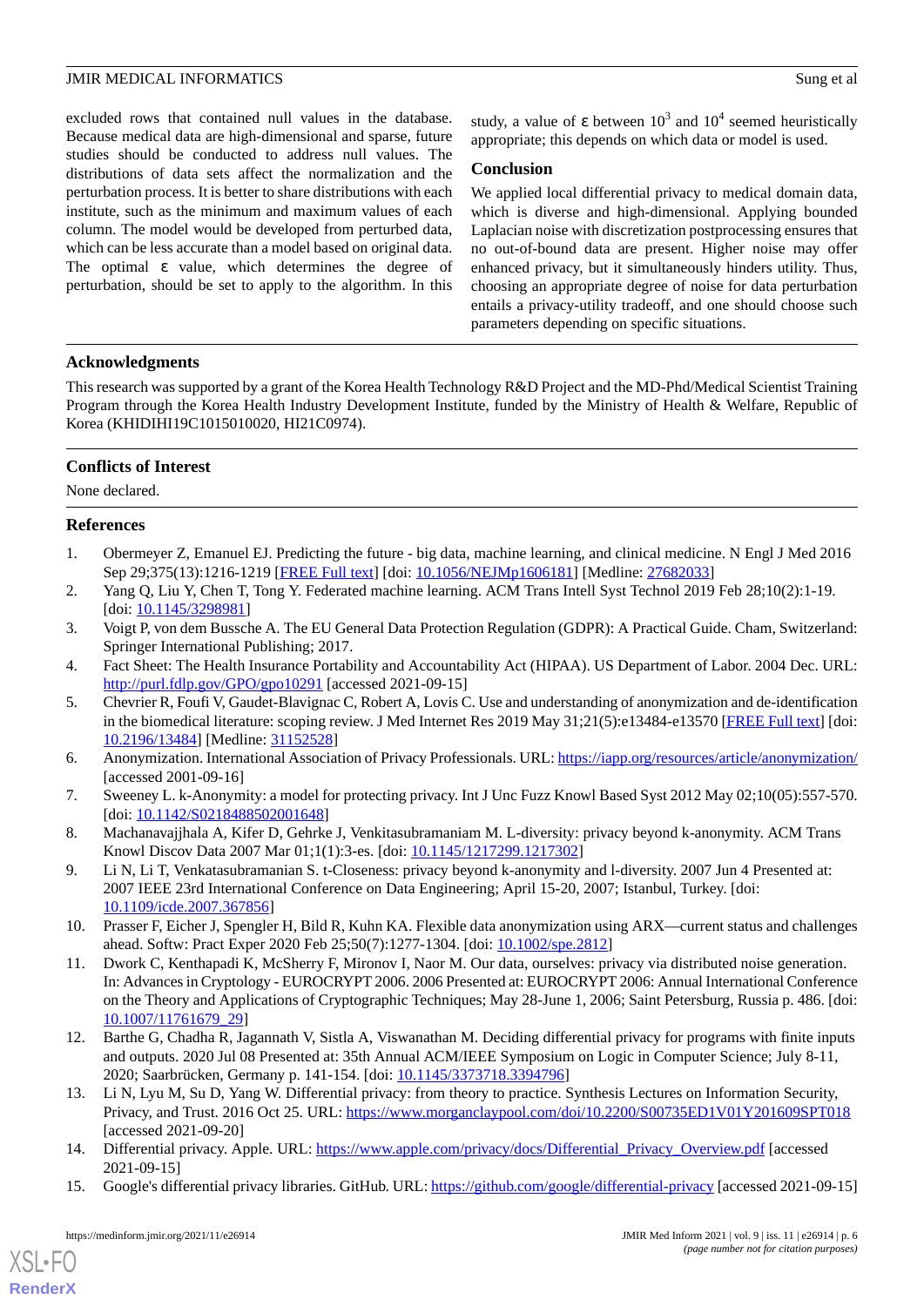excluded rows that contained null values in the database. Because medical data are high-dimensional and sparse, future studies should be conducted to address null values. The distributions of data sets affect the normalization and the perturbation process. It is better to share distributions with each institute, such as the minimum and maximum values of each column. The model would be developed from perturbed data, which can be less accurate than a model based on original data. The optimal ε value, which determines the degree of perturbation, should be set to apply to the algorithm. In this study, a value of ε between $10^3$ and $10^4$ seemed heuristically appropriate; this depends on which data or model is used.

## Conclusion

We applied local differential privacy to medical domain data, which is diverse and high-dimensional. Applying bounded Laplacian noise with discretization postprocessing ensures that no out-of-bound data are present. Higher noise may offer enhanced privacy, but it simultaneously hinders utility. Thus, choosing an appropriate degree of noise for data perturbation entails a privacy-utility tradeoff, and one should choose such parameters depending on specific situations.

## Acknowledgments

This research was supported by a grant of the Korea Health Technology R&D Project and the MD-Phd/Medical Scientist Training Program through the Korea Health Industry Development Institute, funded by the Ministry of Health & Welfare, Republic of Korea (KHIDIHI19C1015010020, HI21C0974).

## Conflicts of Interest

None declared.

## References

1. Obermeyer Z, Emanuel EJ. Predicting the future - big data, machine learning, and clinical medicine. N Engl J Med 2016 Sep 29;375(13):1216-1219 [FREE Full text] [doi: 10.1056/NEJMp1606181] [Medline: 27682033]
2. Yang Q, Liu Y, Chen T, Tong Y. Federated machine learning. ACM Trans Intell Syst Technol 2019 Feb 28;10(2):1-19. [doi: 10.1145/3298981]
3. Voigt P, von dem Bussche A. The EU General Data Protection Regulation (GDPR): A Practical Guide. Cham, Switzerland: Springer International Publishing; 2017.
4. Fact Sheet: The Health Insurance Portability and Accountability Act (HIPAA). US Department of Labor. 2004 Dec. URL: http://purl.fdlp.gov/GPO/gpo10291 [accessed 2021-09-15]
5. Chevrier R, Foufi V, Gaudet-Blavignac C, Robert A, Lovis C. Use and understanding of anonymization and de-identification in the biomedical literature: scoping review. J Med Internet Res 2019 May 31;21(5):e13484-e13570 [FREE Full text] [doi: 10.2196/13484] [Medline: 31152528]
6. Anonymization. International Association of Privacy Professionals. URL: https://iapp.org/resources/article/anonymization/ [accessed 2001-09-16]
7. Sweeney L. k-Anonymity: a model for protecting privacy. Int J Unc Fuzz Knowl Based Syst 2012 May 02;10(05):557-570. [doi: 10.1142/S0218488502001648]
8. Machanavajjhala A, Kifer D, Gehrke J, Venkitasubramaniam M. L-diversity: privacy beyond k-anonymity. ACM Trans Knowl Discov Data 2007 Mar 01;1(1):3-es. [doi: 10.1145/1217299.1217302]
9. Li N, Li T, Venkatasubramanian S. t-Closeness: privacy beyond k-anonymity and l-diversity. 2007 Jun 4 Presented at: 2007 IEEE 23rd International Conference on Data Engineering; April 15-20, 2007; Istanbul, Turkey. [doi: 10.1109/icde.2007.367856]
10. Prasser F, Eicher J, Spengler H, Bild R, Kuhn KA. Flexible data anonymization using ARX—current status and challenges ahead. Softw: Pract Exper 2020 Feb 25;50(7):1277-1304. [doi: 10.1002/spe.2812]
11. Dwork C, Kenthapadi K, McSherry F, Mironov I, Naor M. Our data, ourselves: privacy via distributed noise generation. In: Advances in Cryptology - EUROCRYPT 2006. 2006 Presented at: EUROCRYPT 2006: Annual International Conference on the Theory and Applications of Cryptographic Techniques; May 28-June 1, 2006; Saint Petersburg, Russia p. 486. [doi: 10.1007/11761679_29]
12. Barthe G, Chadha R, Jagannath V, Sistla A, Viswanathan M. Deciding differential privacy for programs with finite inputs and outputs. 2020 Jul 08 Presented at: 35th Annual ACM/IEEE Symposium on Logic in Computer Science; July 8-11, 2020; Saarbrücken, Germany p. 141-154. [doi: 10.1145/3373718.3394796]
13. Li N, Lyu M, Su D, Yang W. Differential privacy: from theory to practice. Synthesis Lectures on Information Security, Privacy, and Trust. 2016 Oct 25. URL: https://www.morganclaypool.com/doi/10.2200/S00735ED1V01Y201609SPT018 [accessed 2021-09-20]
14. Differential privacy. Apple. URL: https://www.apple.com/privacy/docs/Differential_Privacy_Overview.pdf [accessed 2021-09-15]
15. Google's differential privacy libraries. GitHub. URL: https://github.com/google/differential-privacy [accessed 2021-09-15]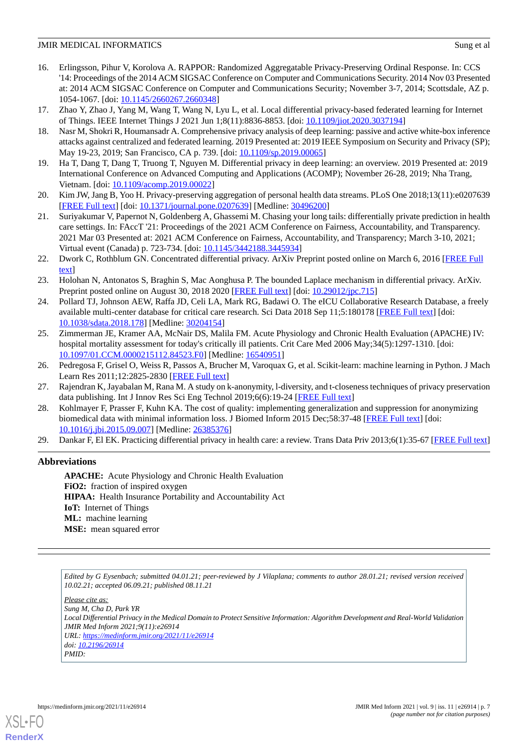16. Erlingsson, Pihur V, Korolova A. RAPPOR: Randomized Aggregatable Privacy-Preserving Ordinal Response. In: CCS '14: Proceedings of the 2014 ACM SIGSAC Conference on Computer and Communications Security. 2014 Nov 03 Presented at: 2014 ACM SIGSAC Conference on Computer and Communications Security; November 3-7, 2014; Scottsdale, AZ p. 1054-1067. [doi: 10.1145/2660267.2660348]
17. Zhao Y, Zhao J, Yang M, Wang T, Wang N, Lyu L, et al. Local differential privacy-based federated learning for Internet of Things. IEEE Internet Things J 2021 Jun 1;8(11):8836-8853. [doi: 10.1109/jiot.2020.3037194]
18. Nasr M, Shokri R, Houmansadr A. Comprehensive privacy analysis of deep learning: passive and active white-box inference attacks against centralized and federated learning. 2019 Presented at: 2019 IEEE Symposium on Security and Privacy (SP); May 19-23, 2019; San Francisco, CA p. 739. [doi: 10.1109/sp.2019.00065]
19. Ha T, Dang T, Dang T, Truong T, Nguyen M. Differential privacy in deep learning: an overview. 2019 Presented at: 2019 International Conference on Advanced Computing and Applications (ACOMP); November 26-28, 2019; Nha Trang, Vietnam. [doi: 10.1109/acomp.2019.00022]
20. Kim JW, Jang B, Yoo H. Privacy-preserving aggregation of personal health data streams. PLoS One 2018;13(11):e0207639 [FREE Full text] [doi: 10.1371/journal.pone.0207639] [Medline: 30496200]
21. Suriyakumar V, Papernot N, Goldenberg A, Ghassemi M. Chasing your long tails: differentially private prediction in health care settings. In: FAccT '21: Proceedings of the 2021 ACM Conference on Fairness, Accountability, and Transparency. 2021 Mar 03 Presented at: 2021 ACM Conference on Fairness, Accountability, and Transparency; March 3-10, 2021; Virtual event (Canada) p. 723-734. [doi: 10.1145/3442188.3445934]
22. Dwork C, Rothblum GN. Concentrated differential privacy. ArXiv Preprint posted online on March 6, 2016 [FREE Full text]
23. Holohan N, Antonatos S, Braghin S, Mac Aonghusa P. The bounded Laplace mechanism in differential privacy. ArXiv. Preprint posted online on August 30, 2018 2020 [FREE Full text] [doi: 10.29012/jpc.715]
24. Pollard TJ, Johnson AEW, Raffa JD, Celi LA, Mark RG, Badawi O. The eICU Collaborative Research Database, a freely available multi-center database for critical care research. Sci Data 2018 Sep 11;5:180178 [FREE Full text] [doi: 10.1038/sdata.2018.178] [Medline: 30204154]
25. Zimmerman JE, Kramer AA, McNair DS, Malila FM. Acute Physiology and Chronic Health Evaluation (APACHE) IV: hospital mortality assessment for today's critically ill patients. Crit Care Med 2006 May;34(5):1297-1310. [doi: 10.1097/01.CCM.0000215112.84523.F0] [Medline: 16540951]
26. Pedregosa F, Grisel O, Weiss R, Passos A, Brucher M, Varoquax G, et al. Scikit-learn: machine learning in Python. J Mach Learn Res 2011;12:2825-2830 [FREE Full text]
27. Rajendran K, Jayabalan M, Rana M. A study on k-anonymity, l-diversity, and t-closeness techniques of privacy preservation data publishing. Int J Innov Res Sci Eng Technol 2019;6(6):19-24 [FREE Full text]
28. Kohlmayer F, Prasser F, Kuhn KA. The cost of quality: implementing generalization and suppression for anonymizing biomedical data with minimal information loss. J Biomed Inform 2015 Dec;58:37-48 [FREE Full text] [doi: 10.1016/j.jbi.2015.09.007] [Medline: 26385376]
29. Dankar F, El EK. Practicing differential privacy in health care: a review. Trans Data Priv 2013;6(1):35-67 [FREE Full text]

## Abbreviations

**APACHE:** Acute Physiology and Chronic Health Evaluation
**FiO2:** fraction of inspired oxygen
**HIPAA:** Health Insurance Portability and Accountability Act
**IoT:** Internet of Things
**ML:** machine learning
**MSE:** mean squared error

*Edited by G Eysenbach; submitted 04.01.21; peer-reviewed by J Vilaplana; comments to author 28.01.21; revised version received 10.02.21; accepted 06.09.21; published 08.11.21*

*Please cite as:*
*Sung M, Cha D, Park YR*
*Local Differential Privacy in the Medical Domain to Protect Sensitive Information: Algorithm Development and Real-World Validation*
*JMIR Med Inform 2021;9(11):e26914*
*URL: https://medinform.jmir.org/2021/11/e26914*
*doi: 10.2196/26914*
*PMID:*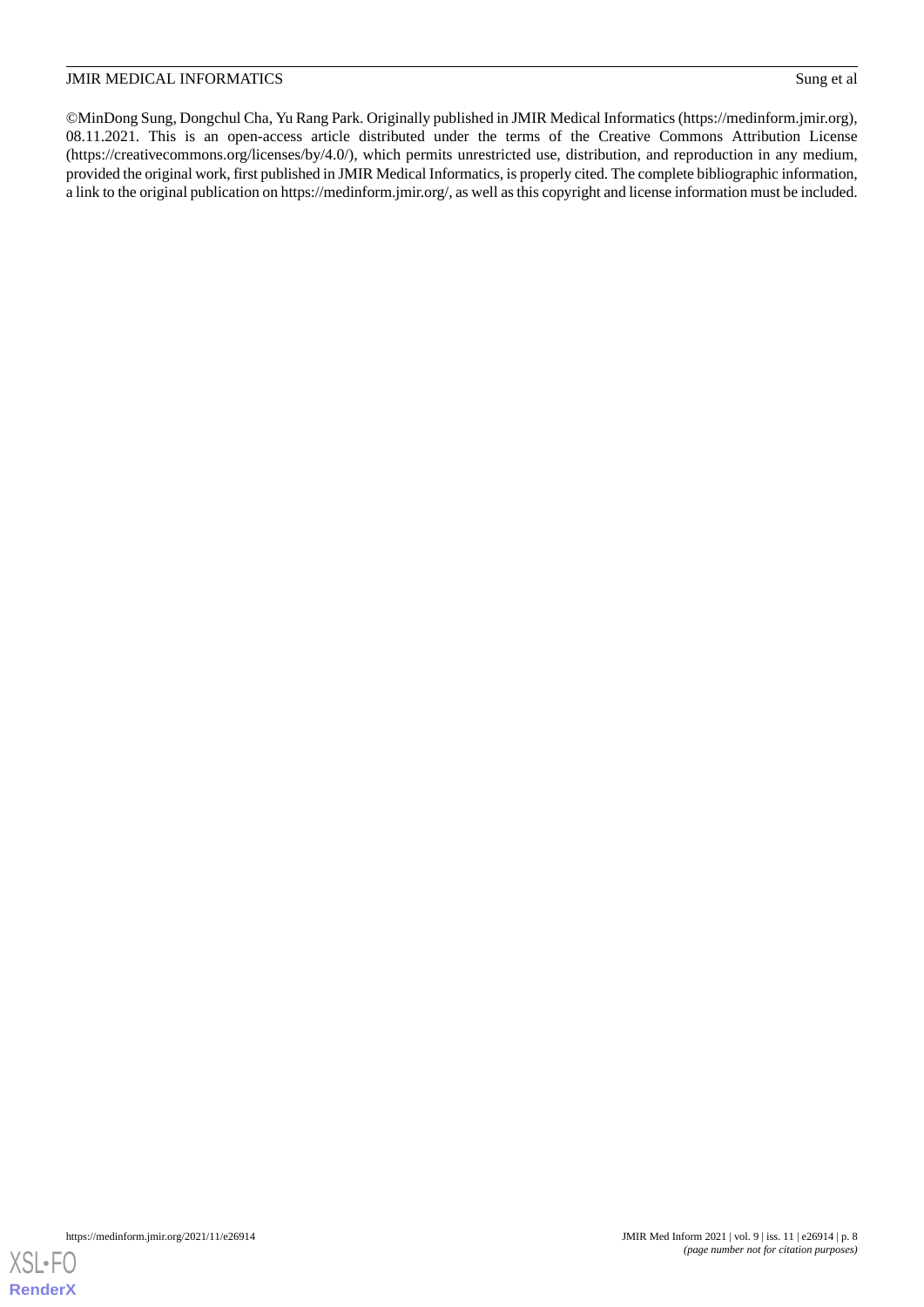©MinDong Sung, Dongchul Cha, Yu Rang Park. Originally published in JMIR Medical Informatics (https://medinform.jmir.org), 08.11.2021. This is an open-access article distributed under the terms of the Creative Commons Attribution License (https://creativecommons.org/licenses/by/4.0/), which permits unrestricted use, distribution, and reproduction in any medium, provided the original work, first published in JMIR Medical Informatics, is properly cited. The complete bibliographic information, a link to the original publication on https://medinform.jmir.org/, as well as this copyright and license information must be included.